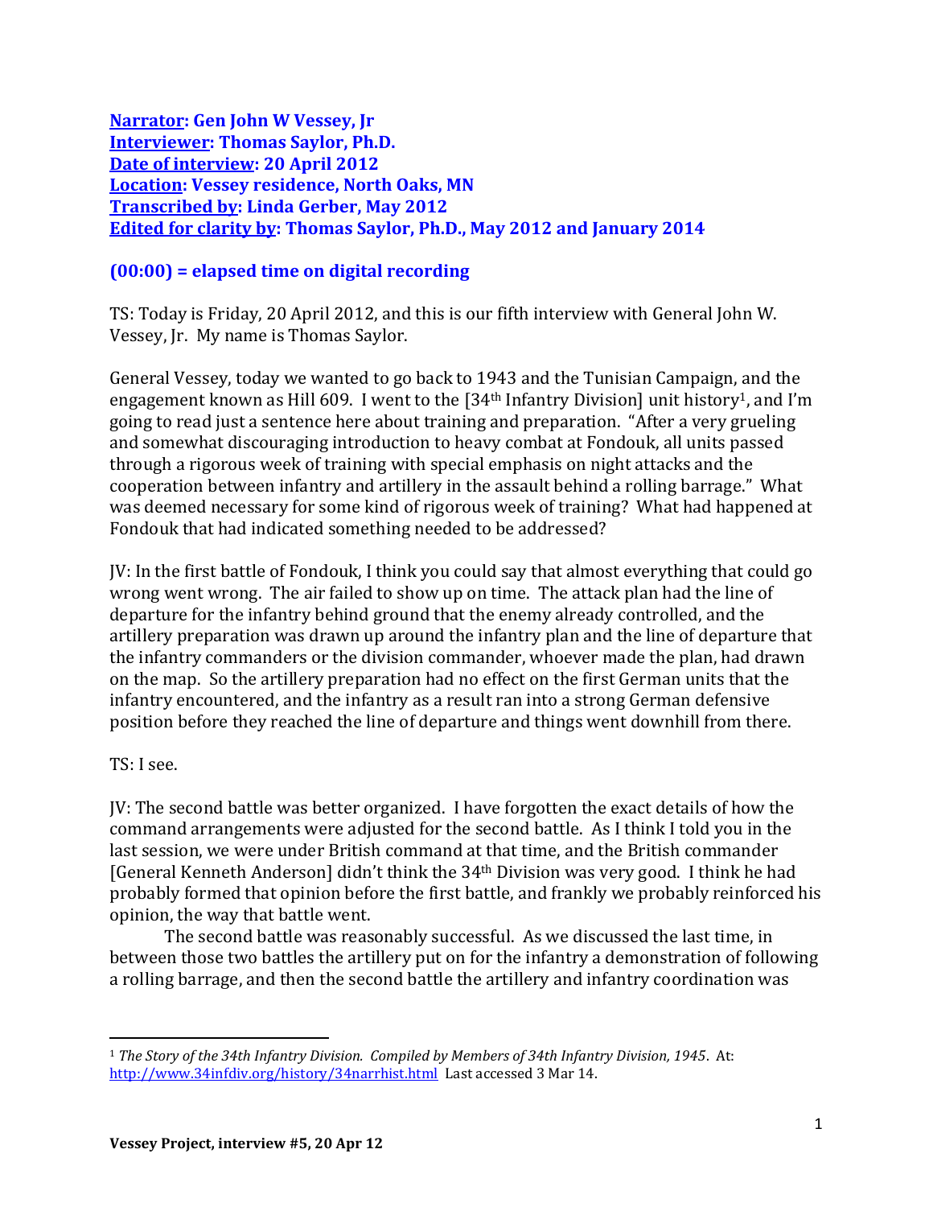**Narrator: Gen John W Vessey, Jr**
**Interviewer: Thomas Saylor, Ph.D.**
**Date of interview: 20 April 2012**
**Location: Vessey residence, North Oaks, MN**
**Transcribed by: Linda Gerber, May 2012**
**Edited for clarity by: Thomas Saylor, Ph.D., May 2012 and January 2014**

**(00:00) = elapsed time on digital recording**

TS: Today is Friday, 20 April 2012, and this is our fifth interview with General John W. Vessey, Jr. My name is Thomas Saylor.

General Vessey, today we wanted to go back to 1943 and the Tunisian Campaign, and the engagement known as Hill 609. I went to the [34th Infantry Division] unit history[1], and I'm going to read just a sentence here about training and preparation. "After a very grueling and somewhat discouraging introduction to heavy combat at Fondouk, all units passed through a rigorous week of training with special emphasis on night attacks and the cooperation between infantry and artillery in the assault behind a rolling barrage." What was deemed necessary for some kind of rigorous week of training? What had happened at Fondouk that had indicated something needed to be addressed?

JV: In the first battle of Fondouk, I think you could say that almost everything that could go wrong went wrong. The air failed to show up on time. The attack plan had the line of departure for the infantry behind ground that the enemy already controlled, and the artillery preparation was drawn up around the infantry plan and the line of departure that the infantry commanders or the division commander, whoever made the plan, had drawn on the map. So the artillery preparation had no effect on the first German units that the infantry encountered, and the infantry as a result ran into a strong German defensive position before they reached the line of departure and things went downhill from there.

TS: I see.

JV: The second battle was better organized. I have forgotten the exact details of how the command arrangements were adjusted for the second battle. As I think I told you in the last session, we were under British command at that time, and the British commander [General Kenneth Anderson] didn't think the 34th Division was very good. I think he had probably formed that opinion before the first battle, and frankly we probably reinforced his opinion, the way that battle went.

The second battle was reasonably successful. As we discussed the last time, in between those two battles the artillery put on for the infantry a demonstration of following a rolling barrage, and then the second battle the artillery and infantry coordination was

---

[1] *The Story of the 34th Infantry Division. Compiled by Members of 34th Infantry Division, 1945*. At: http://www.34infdiv.org/history/34narrhist.html Last accessed 3 Mar 14.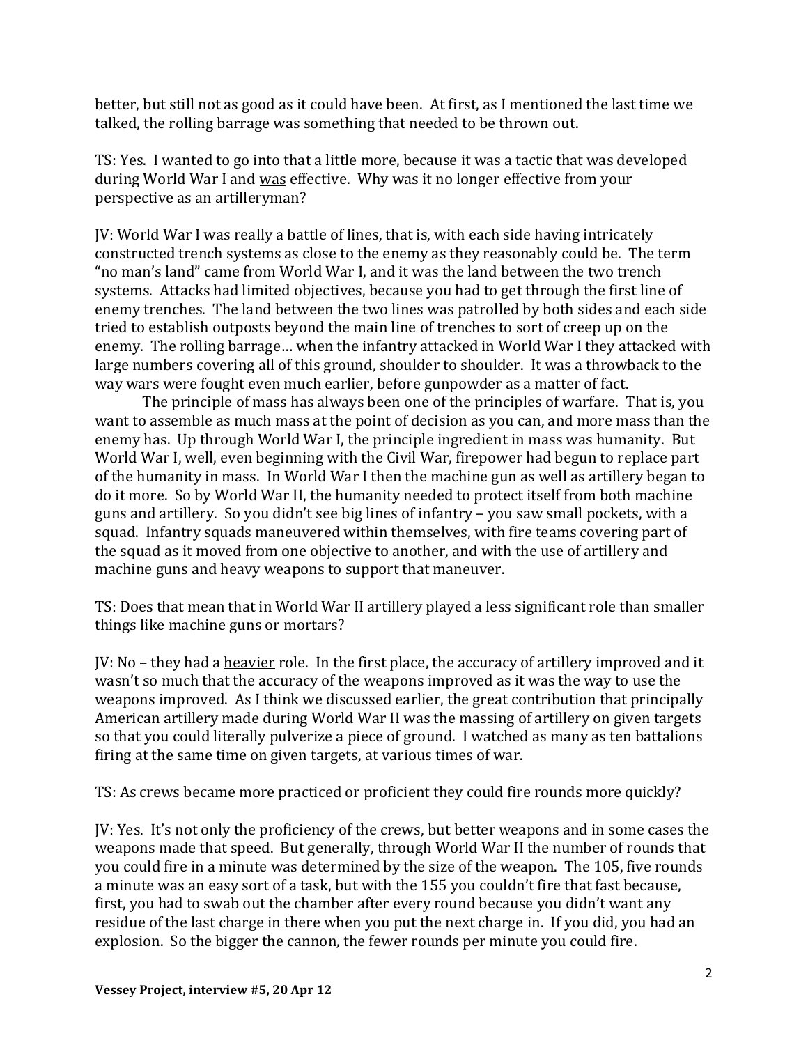better, but still not as good as it could have been. At first, as I mentioned the last time we talked, the rolling barrage was something that needed to be thrown out.

TS: Yes. I wanted to go into that a little more, because it was a tactic that was developed during World War I and <u>was</u> effective. Why was it no longer effective from your perspective as an artilleryman?

JV: World War I was really a battle of lines, that is, with each side having intricately constructed trench systems as close to the enemy as they reasonably could be. The term "no man's land" came from World War I, and it was the land between the two trench systems. Attacks had limited objectives, because you had to get through the first line of enemy trenches. The land between the two lines was patrolled by both sides and each side tried to establish outposts beyond the main line of trenches to sort of creep up on the enemy. The rolling barrage… when the infantry attacked in World War I they attacked with large numbers covering all of this ground, shoulder to shoulder. It was a throwback to the way wars were fought even much earlier, before gunpowder as a matter of fact.

The principle of mass has always been one of the principles of warfare. That is, you want to assemble as much mass at the point of decision as you can, and more mass than the enemy has. Up through World War I, the principle ingredient in mass was humanity. But World War I, well, even beginning with the Civil War, firepower had begun to replace part of the humanity in mass. In World War I then the machine gun as well as artillery began to do it more. So by World War II, the humanity needed to protect itself from both machine guns and artillery. So you didn't see big lines of infantry – you saw small pockets, with a squad. Infantry squads maneuvered within themselves, with fire teams covering part of the squad as it moved from one objective to another, and with the use of artillery and machine guns and heavy weapons to support that maneuver.

TS: Does that mean that in World War II artillery played a less significant role than smaller things like machine guns or mortars?

JV: No – they had a <u>heavier</u> role. In the first place, the accuracy of artillery improved and it wasn't so much that the accuracy of the weapons improved as it was the way to use the weapons improved. As I think we discussed earlier, the great contribution that principally American artillery made during World War II was the massing of artillery on given targets so that you could literally pulverize a piece of ground. I watched as many as ten battalions firing at the same time on given targets, at various times of war.

TS: As crews became more practiced or proficient they could fire rounds more quickly?

JV: Yes. It's not only the proficiency of the crews, but better weapons and in some cases the weapons made that speed. But generally, through World War II the number of rounds that you could fire in a minute was determined by the size of the weapon. The 105, five rounds a minute was an easy sort of a task, but with the 155 you couldn't fire that fast because, first, you had to swab out the chamber after every round because you didn't want any residue of the last charge in there when you put the next charge in. If you did, you had an explosion. So the bigger the cannon, the fewer rounds per minute you could fire.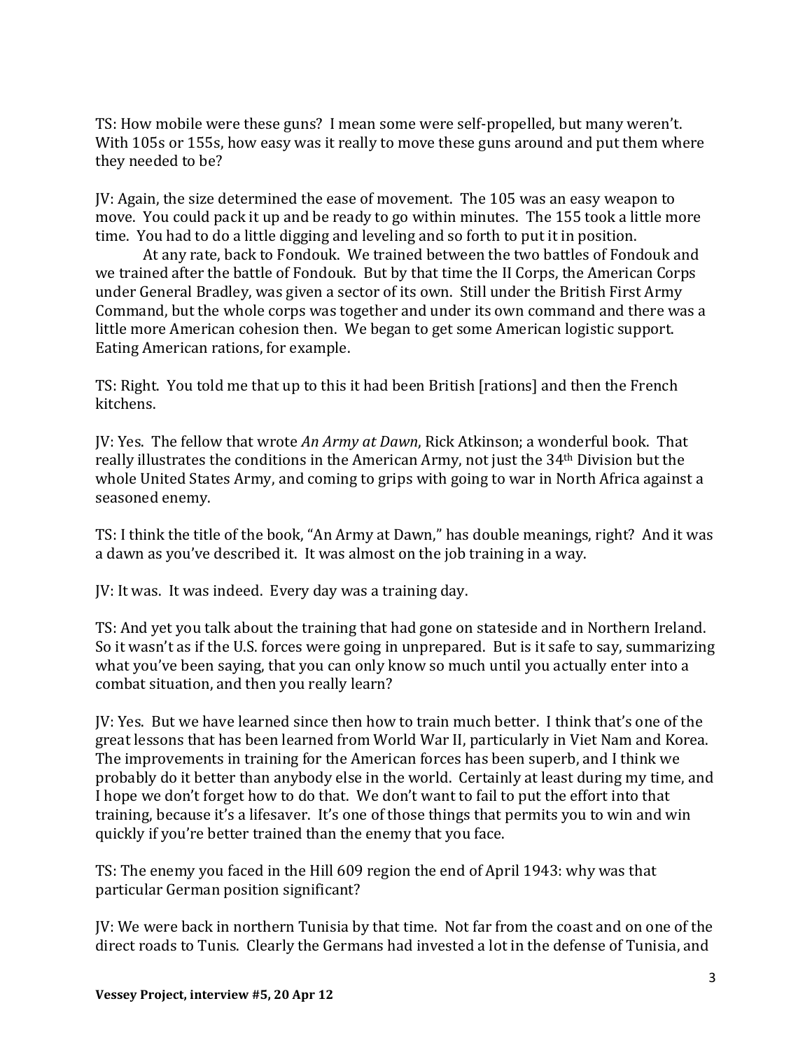TS: How mobile were these guns? I mean some were self-propelled, but many weren't. With 105s or 155s, how easy was it really to move these guns around and put them where they needed to be?

JV: Again, the size determined the ease of movement. The 105 was an easy weapon to move. You could pack it up and be ready to go within minutes. The 155 took a little more time. You had to do a little digging and leveling and so forth to put it in position.

At any rate, back to Fondouk. We trained between the two battles of Fondouk and we trained after the battle of Fondouk. But by that time the II Corps, the American Corps under General Bradley, was given a sector of its own. Still under the British First Army Command, but the whole corps was together and under its own command and there was a little more American cohesion then. We began to get some American logistic support. Eating American rations, for example.

TS: Right. You told me that up to this it had been British [rations] and then the French kitchens.

JV: Yes. The fellow that wrote *An Army at Dawn*, Rick Atkinson; a wonderful book. That really illustrates the conditions in the American Army, not just the 34th Division but the whole United States Army, and coming to grips with going to war in North Africa against a seasoned enemy.

TS: I think the title of the book, "An Army at Dawn," has double meanings, right? And it was a dawn as you've described it. It was almost on the job training in a way.

JV: It was. It was indeed. Every day was a training day.

TS: And yet you talk about the training that had gone on stateside and in Northern Ireland. So it wasn't as if the U.S. forces were going in unprepared. But is it safe to say, summarizing what you've been saying, that you can only know so much until you actually enter into a combat situation, and then you really learn?

JV: Yes. But we have learned since then how to train much better. I think that's one of the great lessons that has been learned from World War II, particularly in Viet Nam and Korea. The improvements in training for the American forces has been superb, and I think we probably do it better than anybody else in the world. Certainly at least during my time, and I hope we don't forget how to do that. We don't want to fail to put the effort into that training, because it's a lifesaver. It's one of those things that permits you to win and win quickly if you're better trained than the enemy that you face.

TS: The enemy you faced in the Hill 609 region the end of April 1943: why was that particular German position significant?

JV: We were back in northern Tunisia by that time. Not far from the coast and on one of the direct roads to Tunis. Clearly the Germans had invested a lot in the defense of Tunisia, and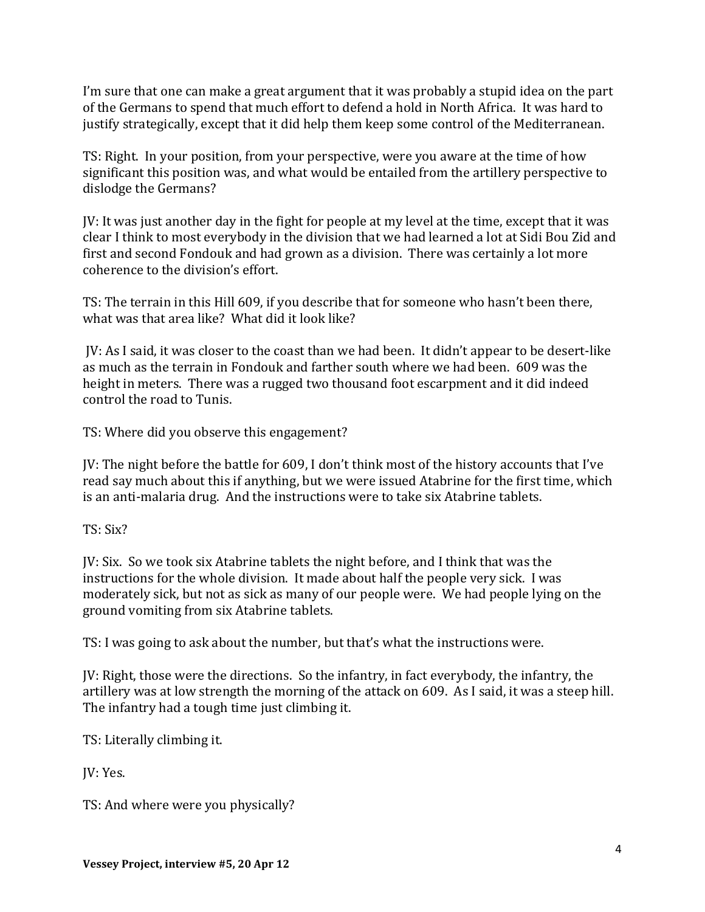I'm sure that one can make a great argument that it was probably a stupid idea on the part of the Germans to spend that much effort to defend a hold in North Africa. It was hard to justify strategically, except that it did help them keep some control of the Mediterranean.

TS: Right. In your position, from your perspective, were you aware at the time of how significant this position was, and what would be entailed from the artillery perspective to dislodge the Germans?

JV: It was just another day in the fight for people at my level at the time, except that it was clear I think to most everybody in the division that we had learned a lot at Sidi Bou Zid and first and second Fondouk and had grown as a division. There was certainly a lot more coherence to the division's effort.

TS: The terrain in this Hill 609, if you describe that for someone who hasn't been there, what was that area like? What did it look like?

JV: As I said, it was closer to the coast than we had been. It didn't appear to be desert-like as much as the terrain in Fondouk and farther south where we had been. 609 was the height in meters. There was a rugged two thousand foot escarpment and it did indeed control the road to Tunis.

TS: Where did you observe this engagement?

JV: The night before the battle for 609, I don't think most of the history accounts that I've read say much about this if anything, but we were issued Atabrine for the first time, which is an anti-malaria drug. And the instructions were to take six Atabrine tablets.

TS: Six?

JV: Six. So we took six Atabrine tablets the night before, and I think that was the instructions for the whole division. It made about half the people very sick. I was moderately sick, but not as sick as many of our people were. We had people lying on the ground vomiting from six Atabrine tablets.

TS: I was going to ask about the number, but that's what the instructions were.

JV: Right, those were the directions. So the infantry, in fact everybody, the infantry, the artillery was at low strength the morning of the attack on 609. As I said, it was a steep hill. The infantry had a tough time just climbing it.

TS: Literally climbing it.

JV: Yes.

TS: And where were you physically?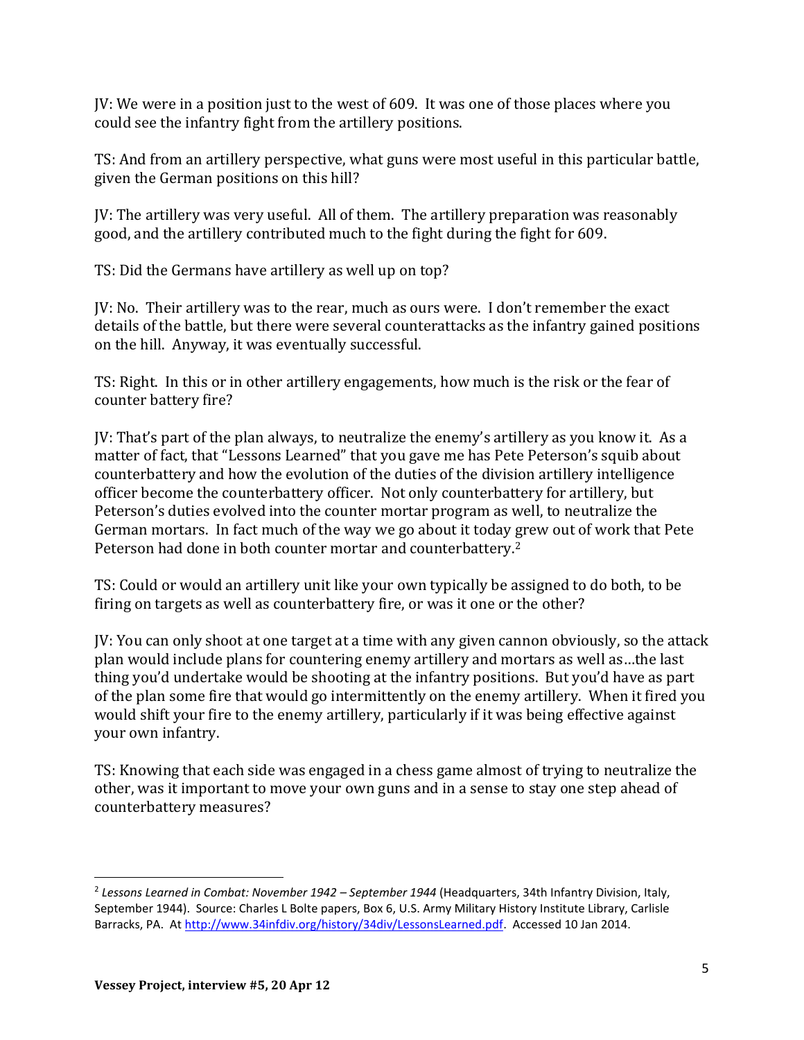JV: We were in a position just to the west of 609. It was one of those places where you could see the infantry fight from the artillery positions.

TS: And from an artillery perspective, what guns were most useful in this particular battle, given the German positions on this hill?

JV: The artillery was very useful. All of them. The artillery preparation was reasonably good, and the artillery contributed much to the fight during the fight for 609.

TS: Did the Germans have artillery as well up on top?

JV: No. Their artillery was to the rear, much as ours were. I don't remember the exact details of the battle, but there were several counterattacks as the infantry gained positions on the hill. Anyway, it was eventually successful.

TS: Right. In this or in other artillery engagements, how much is the risk or the fear of counter battery fire?

JV: That's part of the plan always, to neutralize the enemy's artillery as you know it. As a matter of fact, that "Lessons Learned" that you gave me has Pete Peterson's squib about counterbattery and how the evolution of the duties of the division artillery intelligence officer become the counterbattery officer. Not only counterbattery for artillery, but Peterson's duties evolved into the counter mortar program as well, to neutralize the German mortars. In fact much of the way we go about it today grew out of work that Pete Peterson had done in both counter mortar and counterbattery.[2]

TS: Could or would an artillery unit like your own typically be assigned to do both, to be firing on targets as well as counterbattery fire, or was it one or the other?

JV: You can only shoot at one target at a time with any given cannon obviously, so the attack plan would include plans for countering enemy artillery and mortars as well as…the last thing you'd undertake would be shooting at the infantry positions. But you'd have as part of the plan some fire that would go intermittently on the enemy artillery. When it fired you would shift your fire to the enemy artillery, particularly if it was being effective against your own infantry.

TS: Knowing that each side was engaged in a chess game almost of trying to neutralize the other, was it important to move your own guns and in a sense to stay one step ahead of counterbattery measures?

---

[2] *Lessons Learned in Combat: November 1942 – September 1944* (Headquarters, 34th Infantry Division, Italy, September 1944). Source: Charles L Bolte papers, Box 6, U.S. Army Military History Institute Library, Carlisle Barracks, PA. At http://www.34infdiv.org/history/34div/LessonsLearned.pdf. Accessed 10 Jan 2014.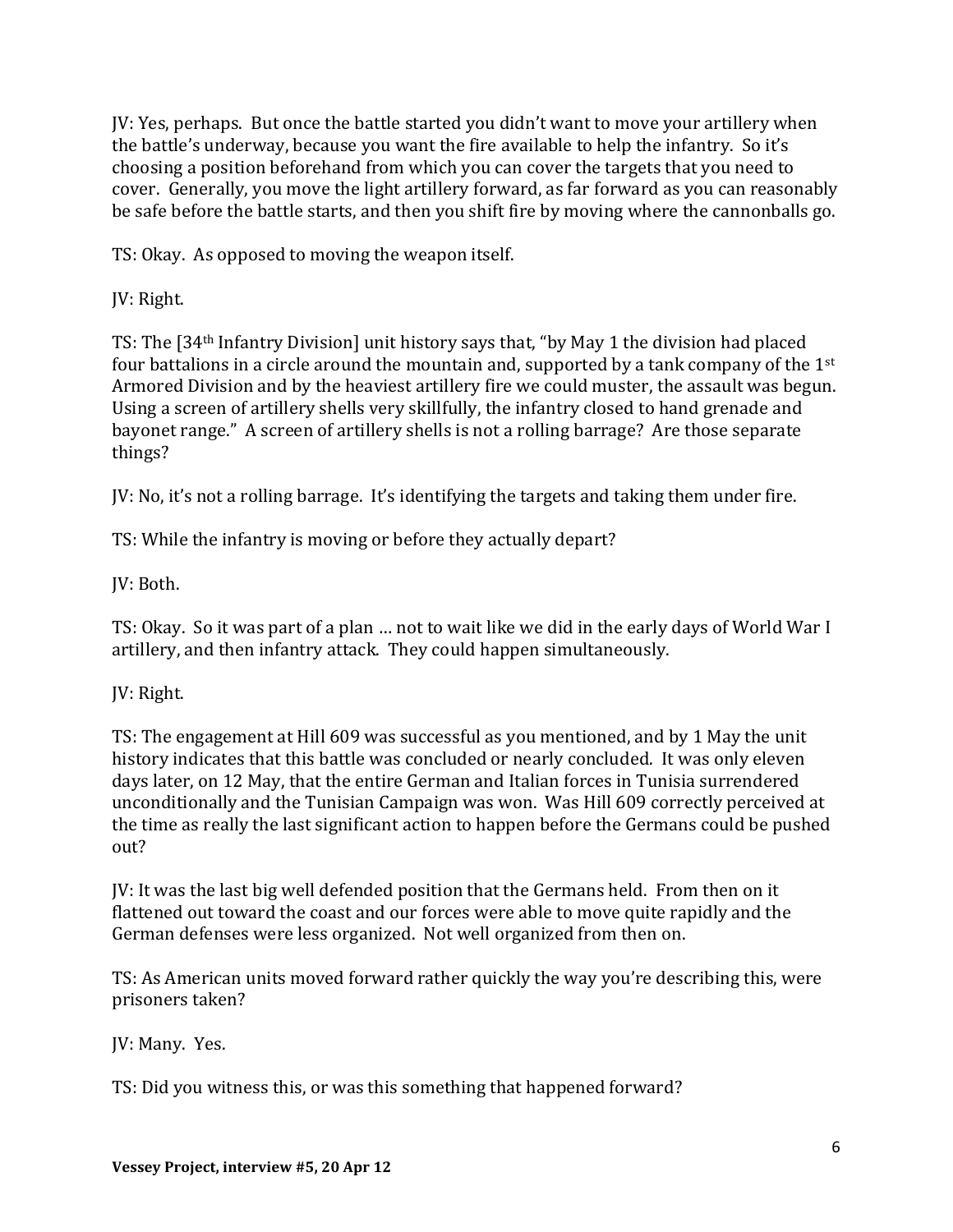JV: Yes, perhaps. But once the battle started you didn't want to move your artillery when the battle's underway, because you want the fire available to help the infantry. So it's choosing a position beforehand from which you can cover the targets that you need to cover. Generally, you move the light artillery forward, as far forward as you can reasonably be safe before the battle starts, and then you shift fire by moving where the cannonballs go.

TS: Okay. As opposed to moving the weapon itself.

JV: Right.

TS: The [34th Infantry Division] unit history says that, "by May 1 the division had placed four battalions in a circle around the mountain and, supported by a tank company of the 1st Armored Division and by the heaviest artillery fire we could muster, the assault was begun. Using a screen of artillery shells very skillfully, the infantry closed to hand grenade and bayonet range." A screen of artillery shells is not a rolling barrage? Are those separate things?

JV: No, it's not a rolling barrage. It's identifying the targets and taking them under fire.

TS: While the infantry is moving or before they actually depart?

JV: Both.

TS: Okay. So it was part of a plan … not to wait like we did in the early days of World War I artillery, and then infantry attack. They could happen simultaneously.

JV: Right.

TS: The engagement at Hill 609 was successful as you mentioned, and by 1 May the unit history indicates that this battle was concluded or nearly concluded. It was only eleven days later, on 12 May, that the entire German and Italian forces in Tunisia surrendered unconditionally and the Tunisian Campaign was won. Was Hill 609 correctly perceived at the time as really the last significant action to happen before the Germans could be pushed out?

JV: It was the last big well defended position that the Germans held. From then on it flattened out toward the coast and our forces were able to move quite rapidly and the German defenses were less organized. Not well organized from then on.

TS: As American units moved forward rather quickly the way you're describing this, were prisoners taken?

JV: Many. Yes.

TS: Did you witness this, or was this something that happened forward?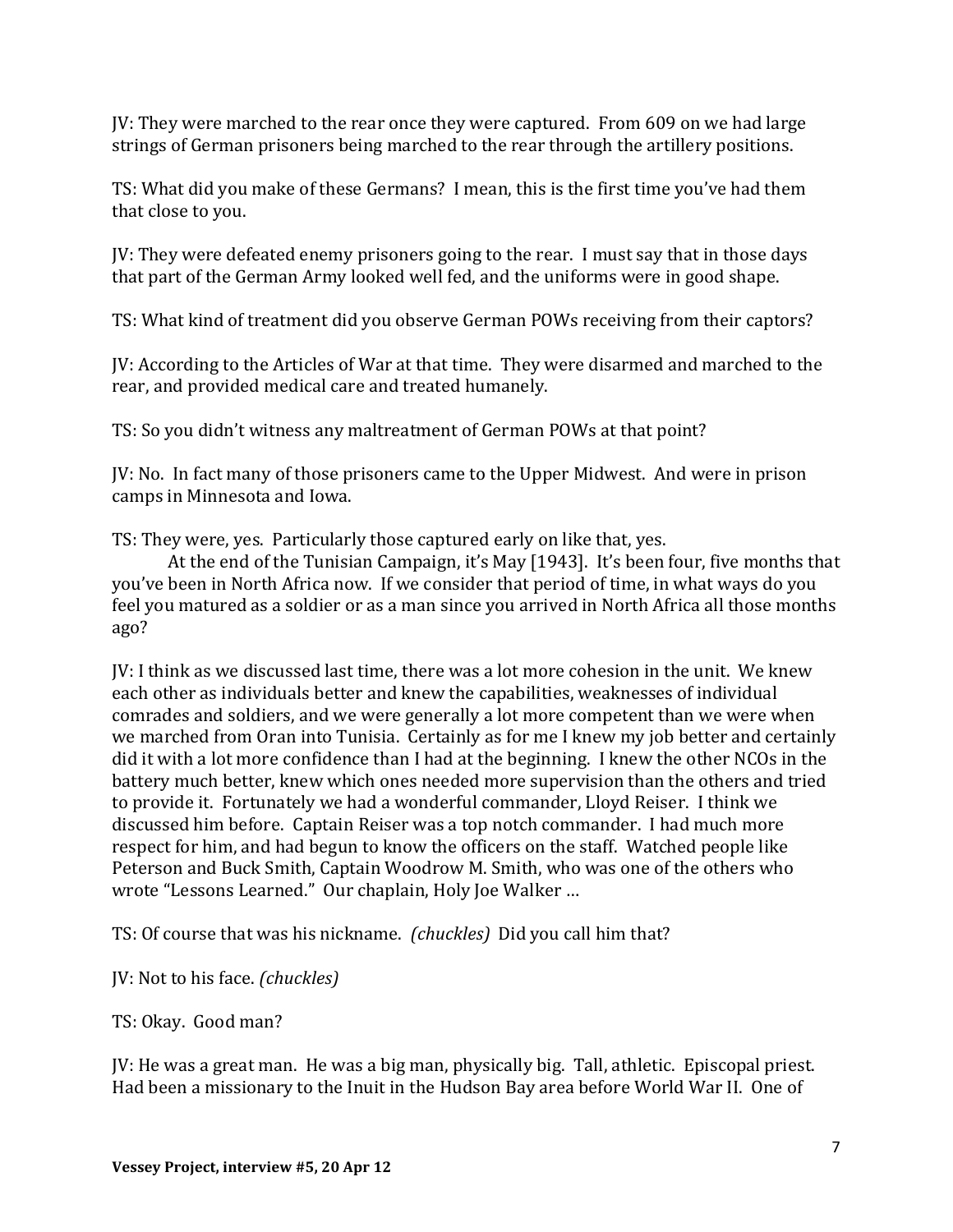JV: They were marched to the rear once they were captured. From 609 on we had large strings of German prisoners being marched to the rear through the artillery positions.

TS: What did you make of these Germans? I mean, this is the first time you've had them that close to you.

JV: They were defeated enemy prisoners going to the rear. I must say that in those days that part of the German Army looked well fed, and the uniforms were in good shape.

TS: What kind of treatment did you observe German POWs receiving from their captors?

JV: According to the Articles of War at that time. They were disarmed and marched to the rear, and provided medical care and treated humanely.

TS: So you didn't witness any maltreatment of German POWs at that point?

JV: No. In fact many of those prisoners came to the Upper Midwest. And were in prison camps in Minnesota and Iowa.

TS: They were, yes. Particularly those captured early on like that, yes.

At the end of the Tunisian Campaign, it's May [1943]. It's been four, five months that you've been in North Africa now. If we consider that period of time, in what ways do you feel you matured as a soldier or as a man since you arrived in North Africa all those months ago?

JV: I think as we discussed last time, there was a lot more cohesion in the unit. We knew each other as individuals better and knew the capabilities, weaknesses of individual comrades and soldiers, and we were generally a lot more competent than we were when we marched from Oran into Tunisia. Certainly as for me I knew my job better and certainly did it with a lot more confidence than I had at the beginning. I knew the other NCOs in the battery much better, knew which ones needed more supervision than the others and tried to provide it. Fortunately we had a wonderful commander, Lloyd Reiser. I think we discussed him before. Captain Reiser was a top notch commander. I had much more respect for him, and had begun to know the officers on the staff. Watched people like Peterson and Buck Smith, Captain Woodrow M. Smith, who was one of the others who wrote "Lessons Learned." Our chaplain, Holy Joe Walker …

TS: Of course that was his nickname. *(chuckles)* Did you call him that?

JV: Not to his face. *(chuckles)*

TS: Okay. Good man?

JV: He was a great man. He was a big man, physically big. Tall, athletic. Episcopal priest. Had been a missionary to the Inuit in the Hudson Bay area before World War II. One of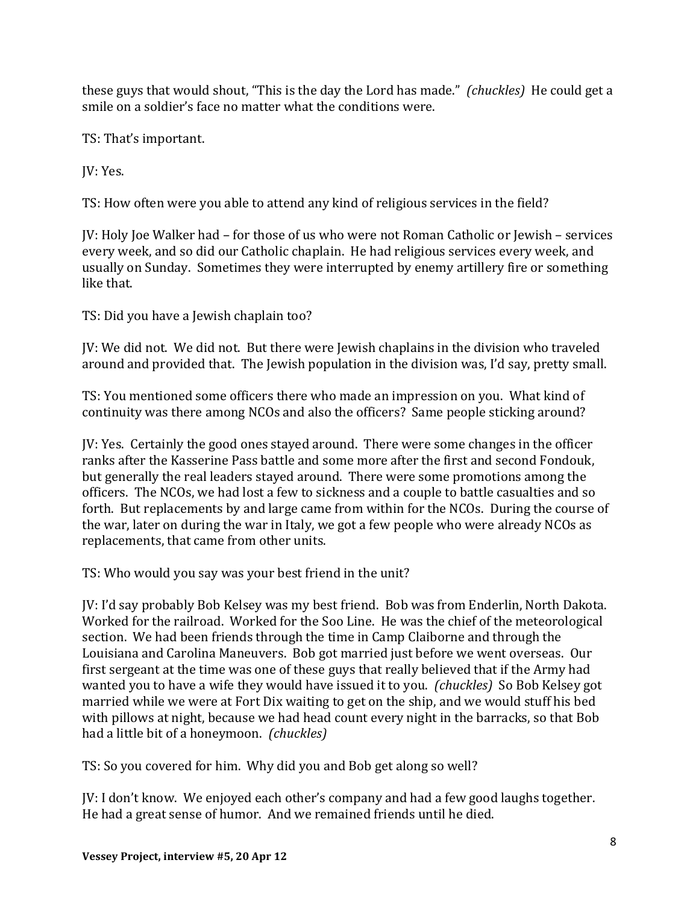these guys that would shout, "This is the day the Lord has made." *(chuckles)* He could get a smile on a soldier's face no matter what the conditions were.

TS: That's important.

JV: Yes.

TS: How often were you able to attend any kind of religious services in the field?

JV: Holy Joe Walker had – for those of us who were not Roman Catholic or Jewish – services every week, and so did our Catholic chaplain. He had religious services every week, and usually on Sunday. Sometimes they were interrupted by enemy artillery fire or something like that.

TS: Did you have a Jewish chaplain too?

JV: We did not. We did not. But there were Jewish chaplains in the division who traveled around and provided that. The Jewish population in the division was, I'd say, pretty small.

TS: You mentioned some officers there who made an impression on you. What kind of continuity was there among NCOs and also the officers? Same people sticking around?

JV: Yes. Certainly the good ones stayed around. There were some changes in the officer ranks after the Kasserine Pass battle and some more after the first and second Fondouk, but generally the real leaders stayed around. There were some promotions among the officers. The NCOs, we had lost a few to sickness and a couple to battle casualties and so forth. But replacements by and large came from within for the NCOs. During the course of the war, later on during the war in Italy, we got a few people who were already NCOs as replacements, that came from other units.

TS: Who would you say was your best friend in the unit?

JV: I'd say probably Bob Kelsey was my best friend. Bob was from Enderlin, North Dakota. Worked for the railroad. Worked for the Soo Line. He was the chief of the meteorological section. We had been friends through the time in Camp Claiborne and through the Louisiana and Carolina Maneuvers. Bob got married just before we went overseas. Our first sergeant at the time was one of these guys that really believed that if the Army had wanted you to have a wife they would have issued it to you. *(chuckles)* So Bob Kelsey got married while we were at Fort Dix waiting to get on the ship, and we would stuff his bed with pillows at night, because we had head count every night in the barracks, so that Bob had a little bit of a honeymoon. *(chuckles)*

TS: So you covered for him. Why did you and Bob get along so well?

JV: I don't know. We enjoyed each other's company and had a few good laughs together. He had a great sense of humor. And we remained friends until he died.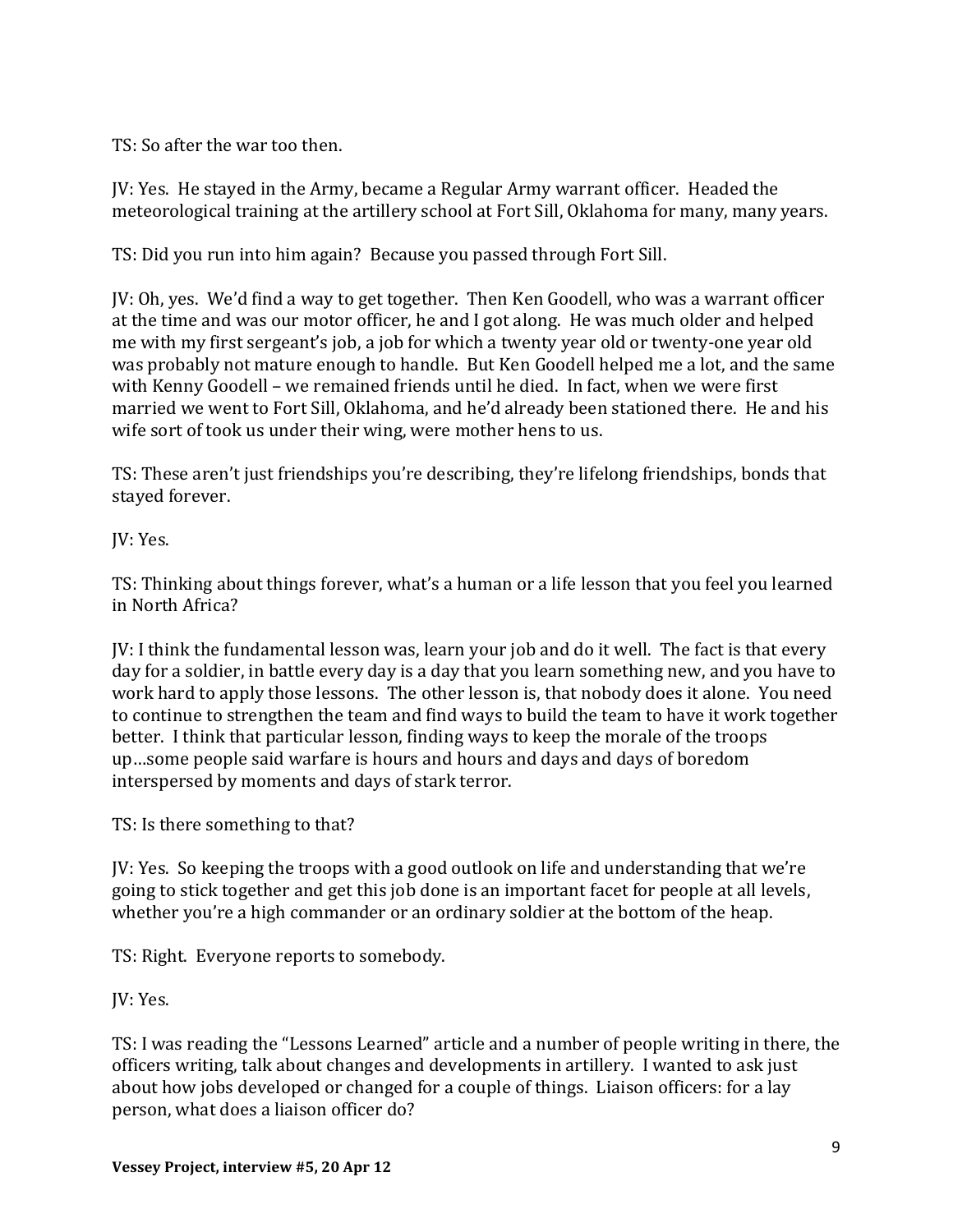TS: So after the war too then.

JV: Yes. He stayed in the Army, became a Regular Army warrant officer. Headed the meteorological training at the artillery school at Fort Sill, Oklahoma for many, many years.

TS: Did you run into him again? Because you passed through Fort Sill.

JV: Oh, yes. We'd find a way to get together. Then Ken Goodell, who was a warrant officer at the time and was our motor officer, he and I got along. He was much older and helped me with my first sergeant's job, a job for which a twenty year old or twenty-one year old was probably not mature enough to handle. But Ken Goodell helped me a lot, and the same with Kenny Goodell – we remained friends until he died. In fact, when we were first married we went to Fort Sill, Oklahoma, and he'd already been stationed there. He and his wife sort of took us under their wing, were mother hens to us.

TS: These aren't just friendships you're describing, they're lifelong friendships, bonds that stayed forever.

JV: Yes.

TS: Thinking about things forever, what's a human or a life lesson that you feel you learned in North Africa?

JV: I think the fundamental lesson was, learn your job and do it well. The fact is that every day for a soldier, in battle every day is a day that you learn something new, and you have to work hard to apply those lessons. The other lesson is, that nobody does it alone. You need to continue to strengthen the team and find ways to build the team to have it work together better. I think that particular lesson, finding ways to keep the morale of the troops up…some people said warfare is hours and hours and days and days of boredom interspersed by moments and days of stark terror.

TS: Is there something to that?

JV: Yes. So keeping the troops with a good outlook on life and understanding that we're going to stick together and get this job done is an important facet for people at all levels, whether you're a high commander or an ordinary soldier at the bottom of the heap.

TS: Right. Everyone reports to somebody.

JV: Yes.

TS: I was reading the "Lessons Learned" article and a number of people writing in there, the officers writing, talk about changes and developments in artillery. I wanted to ask just about how jobs developed or changed for a couple of things. Liaison officers: for a lay person, what does a liaison officer do?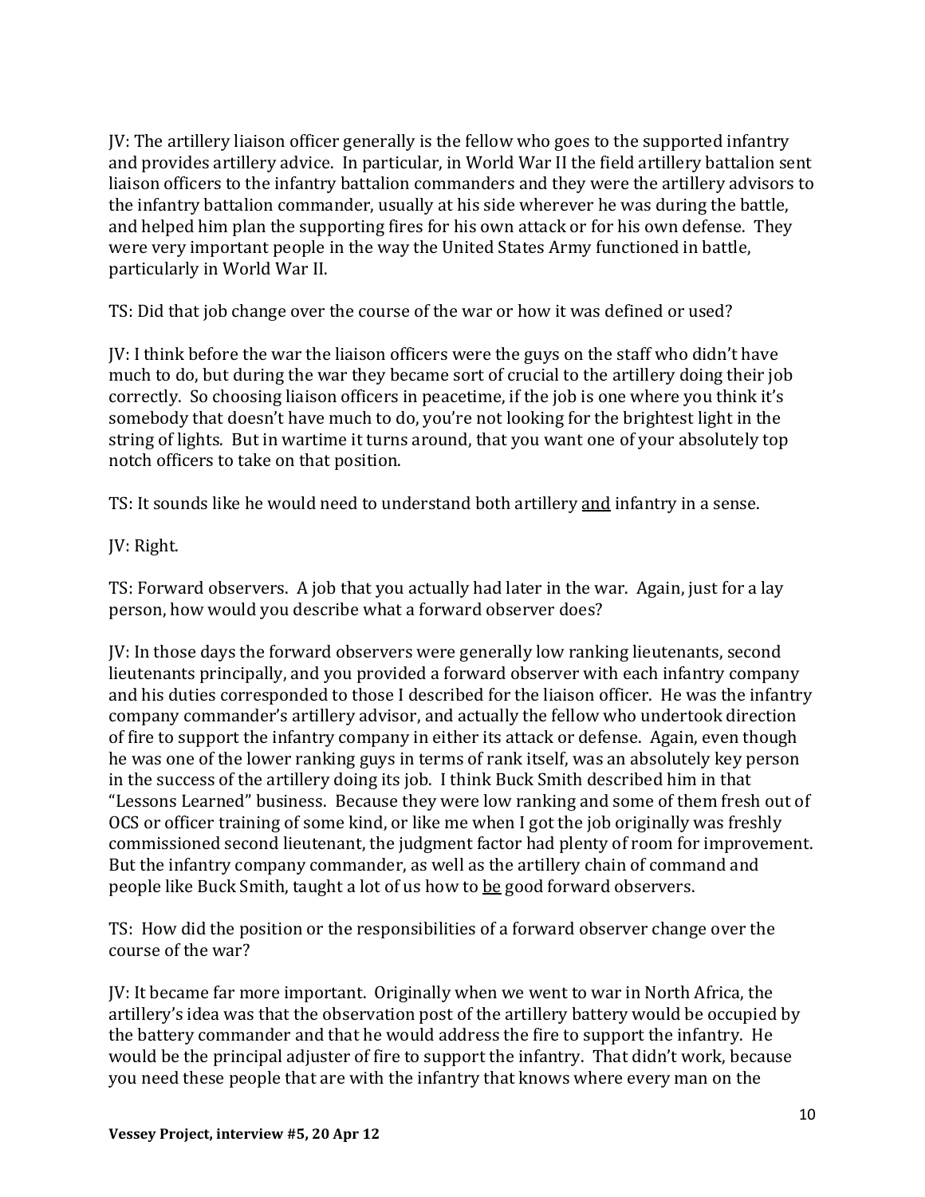JV: The artillery liaison officer generally is the fellow who goes to the supported infantry and provides artillery advice. In particular, in World War II the field artillery battalion sent liaison officers to the infantry battalion commanders and they were the artillery advisors to the infantry battalion commander, usually at his side wherever he was during the battle, and helped him plan the supporting fires for his own attack or for his own defense. They were very important people in the way the United States Army functioned in battle, particularly in World War II.

TS: Did that job change over the course of the war or how it was defined or used?

JV: I think before the war the liaison officers were the guys on the staff who didn't have much to do, but during the war they became sort of crucial to the artillery doing their job correctly. So choosing liaison officers in peacetime, if the job is one where you think it's somebody that doesn't have much to do, you're not looking for the brightest light in the string of lights. But in wartime it turns around, that you want one of your absolutely top notch officers to take on that position.

TS: It sounds like he would need to understand both artillery <u>and</u> infantry in a sense.

JV: Right.

TS: Forward observers. A job that you actually had later in the war. Again, just for a lay person, how would you describe what a forward observer does?

JV: In those days the forward observers were generally low ranking lieutenants, second lieutenants principally, and you provided a forward observer with each infantry company and his duties corresponded to those I described for the liaison officer. He was the infantry company commander's artillery advisor, and actually the fellow who undertook direction of fire to support the infantry company in either its attack or defense. Again, even though he was one of the lower ranking guys in terms of rank itself, was an absolutely key person in the success of the artillery doing its job. I think Buck Smith described him in that "Lessons Learned" business. Because they were low ranking and some of them fresh out of OCS or officer training of some kind, or like me when I got the job originally was freshly commissioned second lieutenant, the judgment factor had plenty of room for improvement. But the infantry company commander, as well as the artillery chain of command and people like Buck Smith, taught a lot of us how to <u>be</u> good forward observers.

TS: How did the position or the responsibilities of a forward observer change over the course of the war?

JV: It became far more important. Originally when we went to war in North Africa, the artillery's idea was that the observation post of the artillery battery would be occupied by the battery commander and that he would address the fire to support the infantry. He would be the principal adjuster of fire to support the infantry. That didn't work, because you need these people that are with the infantry that knows where every man on the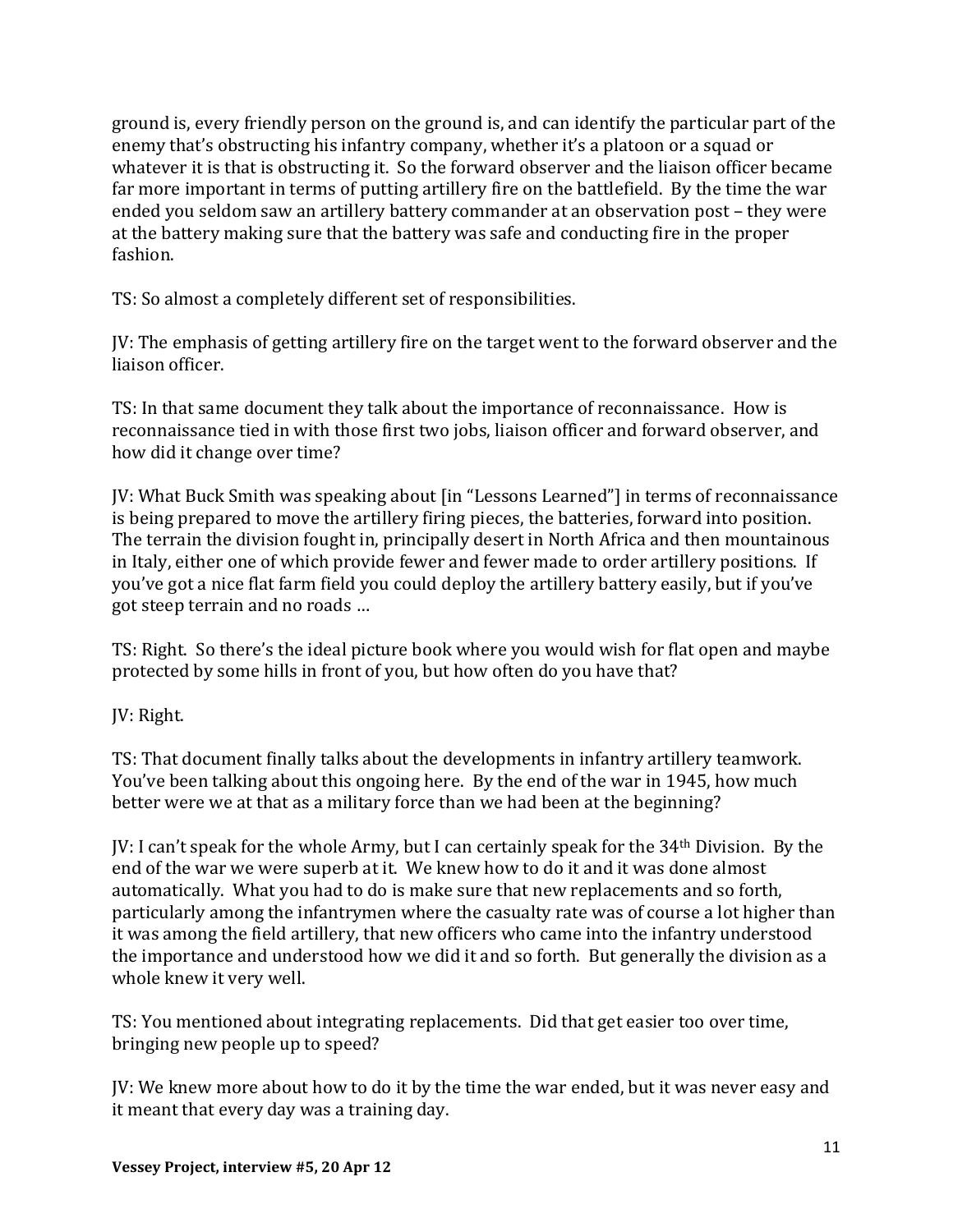ground is, every friendly person on the ground is, and can identify the particular part of the enemy that's obstructing his infantry company, whether it's a platoon or a squad or whatever it is that is obstructing it. So the forward observer and the liaison officer became far more important in terms of putting artillery fire on the battlefield. By the time the war ended you seldom saw an artillery battery commander at an observation post – they were at the battery making sure that the battery was safe and conducting fire in the proper fashion.

TS: So almost a completely different set of responsibilities.

JV: The emphasis of getting artillery fire on the target went to the forward observer and the liaison officer.

TS: In that same document they talk about the importance of reconnaissance. How is reconnaissance tied in with those first two jobs, liaison officer and forward observer, and how did it change over time?

JV: What Buck Smith was speaking about [in "Lessons Learned"] in terms of reconnaissance is being prepared to move the artillery firing pieces, the batteries, forward into position. The terrain the division fought in, principally desert in North Africa and then mountainous in Italy, either one of which provide fewer and fewer made to order artillery positions. If you've got a nice flat farm field you could deploy the artillery battery easily, but if you've got steep terrain and no roads …

TS: Right. So there's the ideal picture book where you would wish for flat open and maybe protected by some hills in front of you, but how often do you have that?

JV: Right.

TS: That document finally talks about the developments in infantry artillery teamwork. You've been talking about this ongoing here. By the end of the war in 1945, how much better were we at that as a military force than we had been at the beginning?

JV: I can't speak for the whole Army, but I can certainly speak for the 34th Division. By the end of the war we were superb at it. We knew how to do it and it was done almost automatically. What you had to do is make sure that new replacements and so forth, particularly among the infantrymen where the casualty rate was of course a lot higher than it was among the field artillery, that new officers who came into the infantry understood the importance and understood how we did it and so forth. But generally the division as a whole knew it very well.

TS: You mentioned about integrating replacements. Did that get easier too over time, bringing new people up to speed?

JV: We knew more about how to do it by the time the war ended, but it was never easy and it meant that every day was a training day.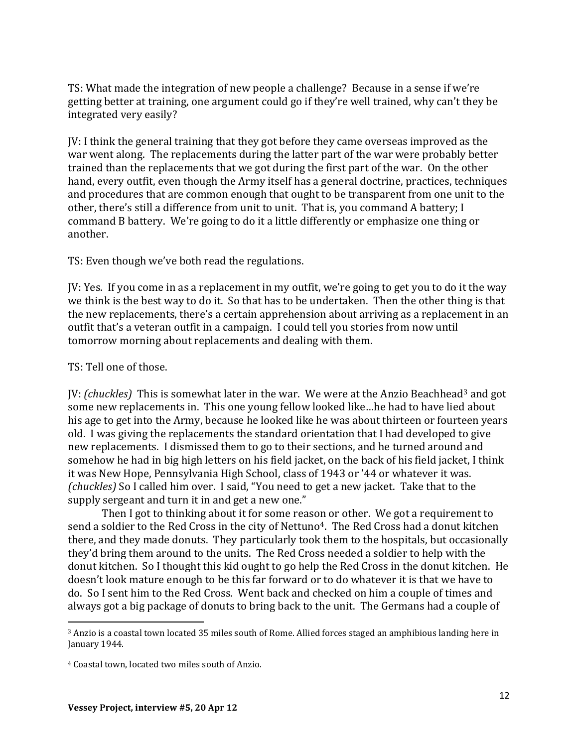TS: What made the integration of new people a challenge? Because in a sense if we're getting better at training, one argument could go if they're well trained, why can't they be integrated very easily?

JV: I think the general training that they got before they came overseas improved as the war went along. The replacements during the latter part of the war were probably better trained than the replacements that we got during the first part of the war. On the other hand, every outfit, even though the Army itself has a general doctrine, practices, techniques and procedures that are common enough that ought to be transparent from one unit to the other, there's still a difference from unit to unit. That is, you command A battery; I command B battery. We're going to do it a little differently or emphasize one thing or another.

TS: Even though we've both read the regulations.

JV: Yes. If you come in as a replacement in my outfit, we're going to get you to do it the way we think is the best way to do it. So that has to be undertaken. Then the other thing is that the new replacements, there's a certain apprehension about arriving as a replacement in an outfit that's a veteran outfit in a campaign. I could tell you stories from now until tomorrow morning about replacements and dealing with them.

TS: Tell one of those.

JV: *(chuckles)* This is somewhat later in the war. We were at the Anzio Beachhead[3] and got some new replacements in. This one young fellow looked like…he had to have lied about his age to get into the Army, because he looked like he was about thirteen or fourteen years old. I was giving the replacements the standard orientation that I had developed to give new replacements. I dismissed them to go to their sections, and he turned around and somehow he had in big high letters on his field jacket, on the back of his field jacket, I think it was New Hope, Pennsylvania High School, class of 1943 or '44 or whatever it was. *(chuckles)* So I called him over. I said, "You need to get a new jacket. Take that to the supply sergeant and turn it in and get a new one."

Then I got to thinking about it for some reason or other. We got a requirement to send a soldier to the Red Cross in the city of Nettuno[4]. The Red Cross had a donut kitchen there, and they made donuts. They particularly took them to the hospitals, but occasionally they'd bring them around to the units. The Red Cross needed a soldier to help with the donut kitchen. So I thought this kid ought to go help the Red Cross in the donut kitchen. He doesn't look mature enough to be this far forward or to do whatever it is that we have to do. So I sent him to the Red Cross. Went back and checked on him a couple of times and always got a big package of donuts to bring back to the unit. The Germans had a couple of

---

[3] Anzio is a coastal town located 35 miles south of Rome. Allied forces staged an amphibious landing here in January 1944.

[4] Coastal town, located two miles south of Anzio.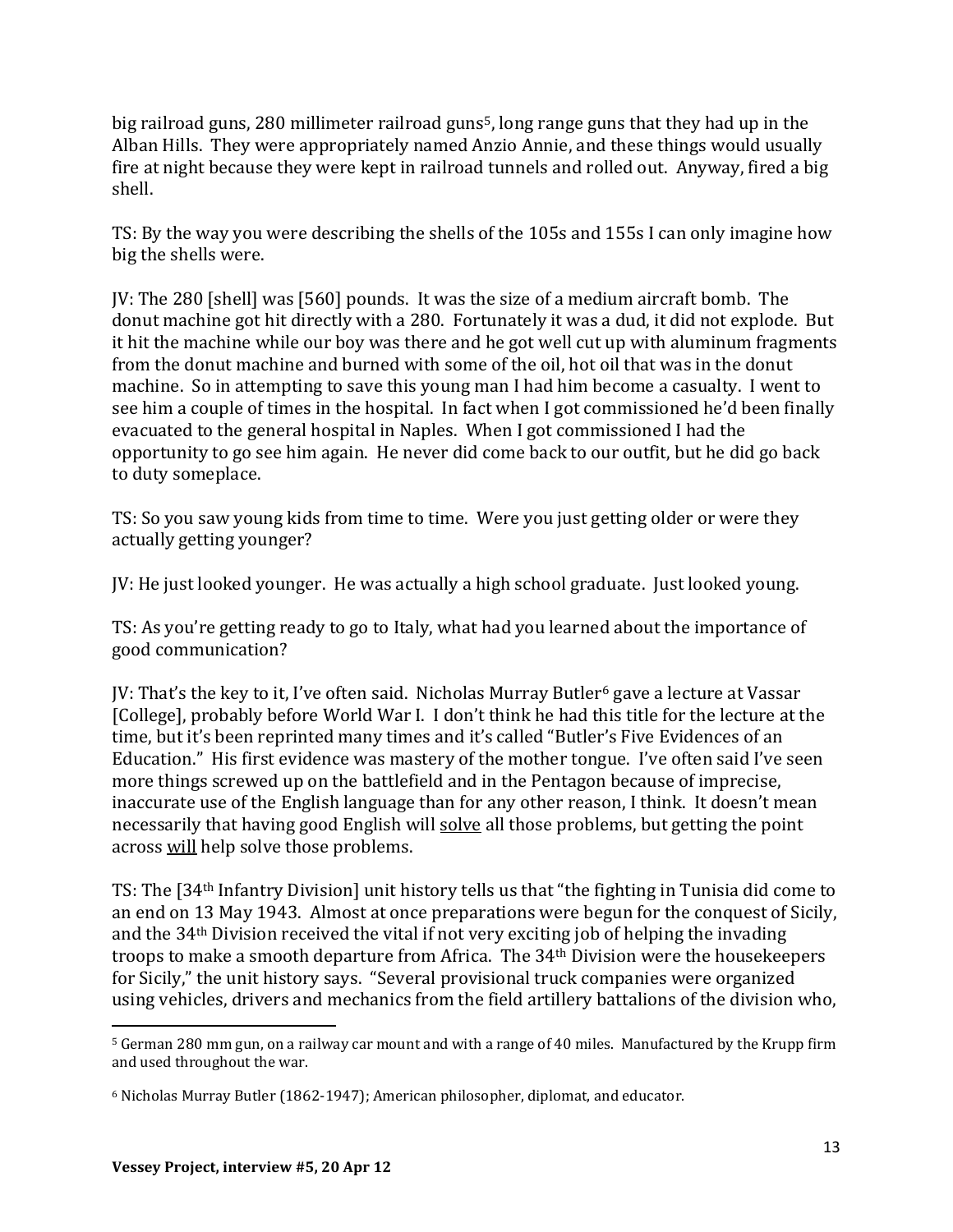big railroad guns, 280 millimeter railroad guns[5], long range guns that they had up in the Alban Hills. They were appropriately named Anzio Annie, and these things would usually fire at night because they were kept in railroad tunnels and rolled out. Anyway, fired a big shell.

TS: By the way you were describing the shells of the 105s and 155s I can only imagine how big the shells were.

JV: The 280 [shell] was [560] pounds. It was the size of a medium aircraft bomb. The donut machine got hit directly with a 280. Fortunately it was a dud, it did not explode. But it hit the machine while our boy was there and he got well cut up with aluminum fragments from the donut machine and burned with some of the oil, hot oil that was in the donut machine. So in attempting to save this young man I had him become a casualty. I went to see him a couple of times in the hospital. In fact when I got commissioned he'd been finally evacuated to the general hospital in Naples. When I got commissioned I had the opportunity to go see him again. He never did come back to our outfit, but he did go back to duty someplace.

TS: So you saw young kids from time to time. Were you just getting older or were they actually getting younger?

JV: He just looked younger. He was actually a high school graduate. Just looked young.

TS: As you're getting ready to go to Italy, what had you learned about the importance of good communication?

JV: That's the key to it, I've often said. Nicholas Murray Butler[6] gave a lecture at Vassar [College], probably before World War I. I don't think he had this title for the lecture at the time, but it's been reprinted many times and it's called "Butler's Five Evidences of an Education." His first evidence was mastery of the mother tongue. I've often said I've seen more things screwed up on the battlefield and in the Pentagon because of imprecise, inaccurate use of the English language than for any other reason, I think. It doesn't mean necessarily that having good English will <u>solve</u> all those problems, but getting the point across <u>will</u> help solve those problems.

TS: The [34th Infantry Division] unit history tells us that "the fighting in Tunisia did come to an end on 13 May 1943. Almost at once preparations were begun for the conquest of Sicily, and the 34th Division received the vital if not very exciting job of helping the invading troops to make a smooth departure from Africa. The 34th Division were the housekeepers for Sicily," the unit history says. "Several provisional truck companies were organized using vehicles, drivers and mechanics from the field artillery battalions of the division who,

---

[5] German 280 mm gun, on a railway car mount and with a range of 40 miles. Manufactured by the Krupp firm and used throughout the war.

[6] Nicholas Murray Butler (1862-1947); American philosopher, diplomat, and educator.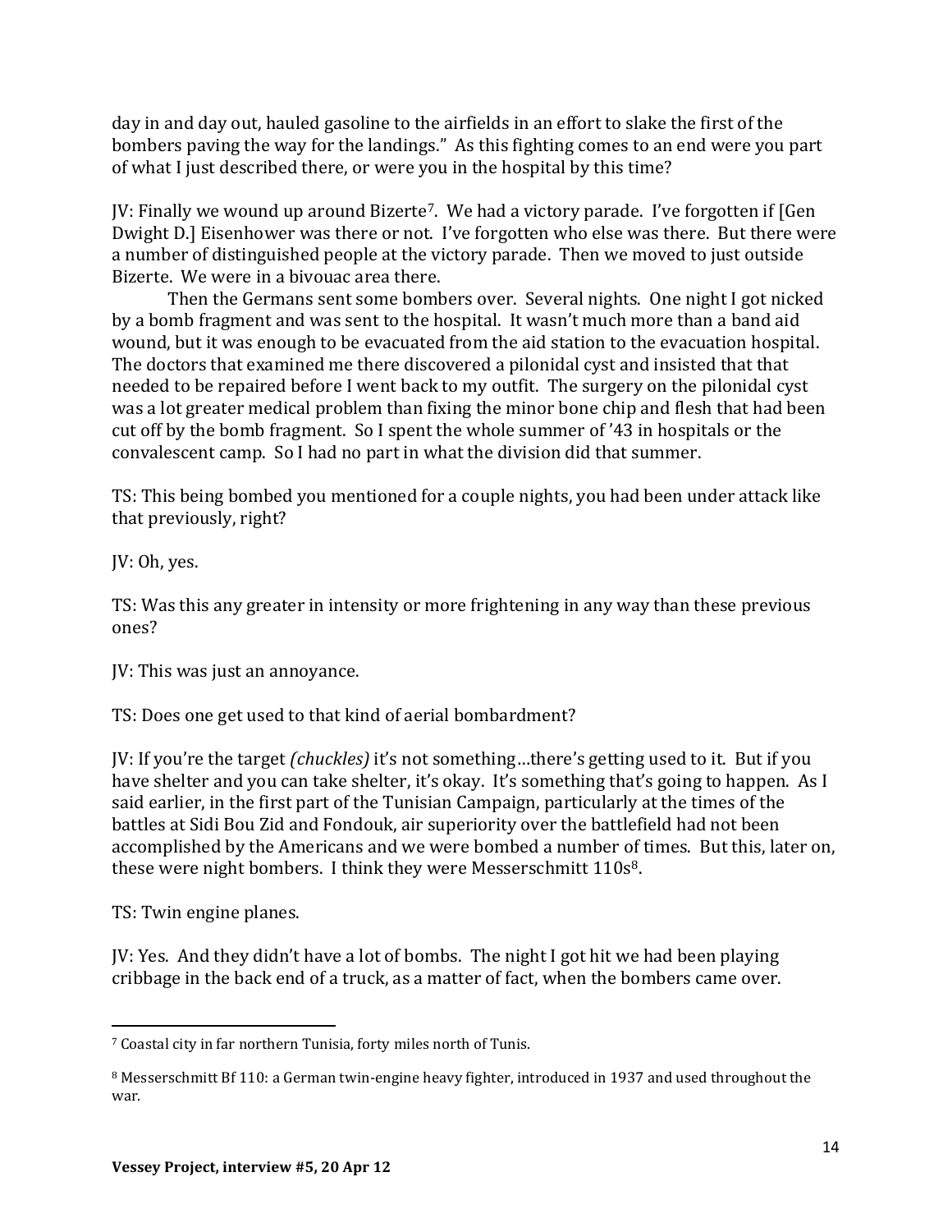day in and day out, hauled gasoline to the airfields in an effort to slake the first of the bombers paving the way for the landings." As this fighting comes to an end were you part of what I just described there, or were you in the hospital by this time?

JV: Finally we wound up around Bizerte[7]. We had a victory parade. I've forgotten if [Gen Dwight D.] Eisenhower was there or not. I've forgotten who else was there. But there were a number of distinguished people at the victory parade. Then we moved to just outside Bizerte. We were in a bivouac area there.

Then the Germans sent some bombers over. Several nights. One night I got nicked by a bomb fragment and was sent to the hospital. It wasn't much more than a band aid wound, but it was enough to be evacuated from the aid station to the evacuation hospital. The doctors that examined me there discovered a pilonidal cyst and insisted that that needed to be repaired before I went back to my outfit. The surgery on the pilonidal cyst was a lot greater medical problem than fixing the minor bone chip and flesh that had been cut off by the bomb fragment. So I spent the whole summer of '43 in hospitals or the convalescent camp. So I had no part in what the division did that summer.

TS: This being bombed you mentioned for a couple nights, you had been under attack like that previously, right?

JV: Oh, yes.

TS: Was this any greater in intensity or more frightening in any way than these previous ones?

JV: This was just an annoyance.

TS: Does one get used to that kind of aerial bombardment?

JV: If you're the target *(chuckles)* it's not something…there's getting used to it. But if you have shelter and you can take shelter, it's okay. It's something that's going to happen. As I said earlier, in the first part of the Tunisian Campaign, particularly at the times of the battles at Sidi Bou Zid and Fondouk, air superiority over the battlefield had not been accomplished by the Americans and we were bombed a number of times. But this, later on, these were night bombers. I think they were Messerschmitt 110s[8].

TS: Twin engine planes.

JV: Yes. And they didn't have a lot of bombs. The night I got hit we had been playing cribbage in the back end of a truck, as a matter of fact, when the bombers came over.

---

[7] Coastal city in far northern Tunisia, forty miles north of Tunis.

[8] Messerschmitt Bf 110: a German twin-engine heavy fighter, introduced in 1937 and used throughout the war.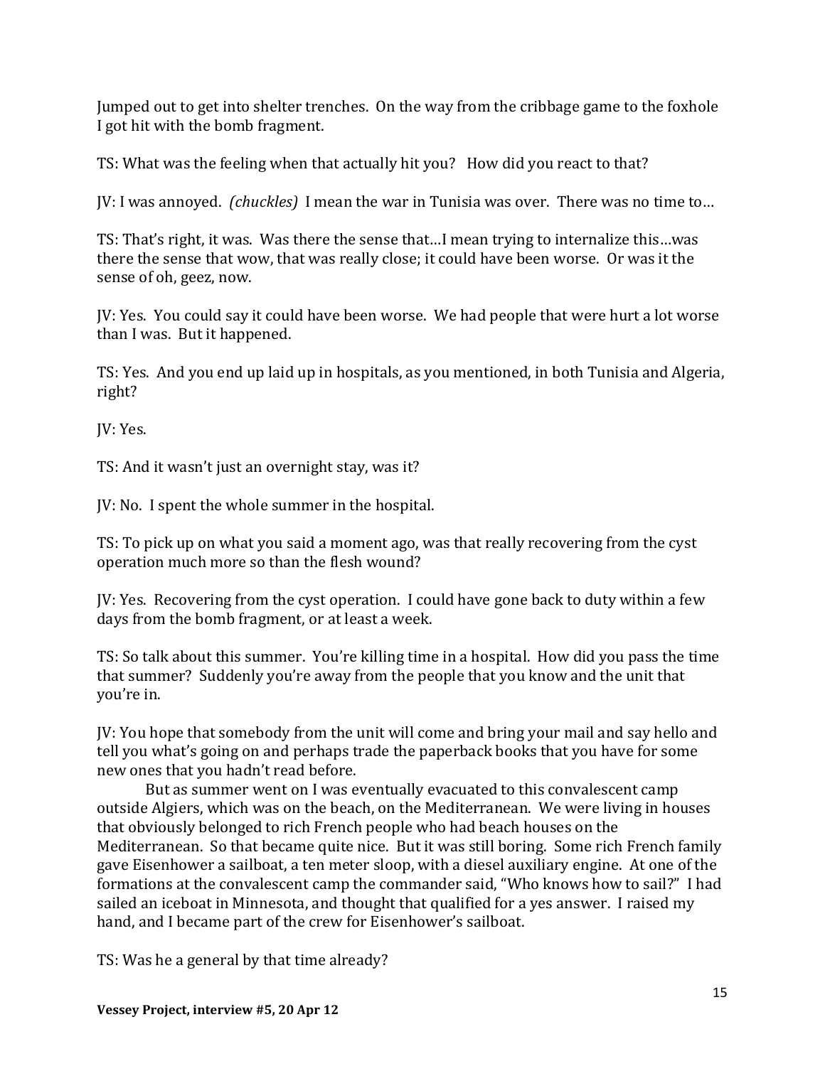Jumped out to get into shelter trenches. On the way from the cribbage game to the foxhole I got hit with the bomb fragment.

TS: What was the feeling when that actually hit you? How did you react to that?

JV: I was annoyed. *(chuckles)* I mean the war in Tunisia was over. There was no time to…

TS: That's right, it was. Was there the sense that…I mean trying to internalize this…was there the sense that wow, that was really close; it could have been worse. Or was it the sense of oh, geez, now.

JV: Yes. You could say it could have been worse. We had people that were hurt a lot worse than I was. But it happened.

TS: Yes. And you end up laid up in hospitals, as you mentioned, in both Tunisia and Algeria, right?

JV: Yes.

TS: And it wasn't just an overnight stay, was it?

JV: No. I spent the whole summer in the hospital.

TS: To pick up on what you said a moment ago, was that really recovering from the cyst operation much more so than the flesh wound?

JV: Yes. Recovering from the cyst operation. I could have gone back to duty within a few days from the bomb fragment, or at least a week.

TS: So talk about this summer. You're killing time in a hospital. How did you pass the time that summer? Suddenly you're away from the people that you know and the unit that you're in.

JV: You hope that somebody from the unit will come and bring your mail and say hello and tell you what's going on and perhaps trade the paperback books that you have for some new ones that you hadn't read before.

But as summer went on I was eventually evacuated to this convalescent camp outside Algiers, which was on the beach, on the Mediterranean. We were living in houses that obviously belonged to rich French people who had beach houses on the Mediterranean. So that became quite nice. But it was still boring. Some rich French family gave Eisenhower a sailboat, a ten meter sloop, with a diesel auxiliary engine. At one of the formations at the convalescent camp the commander said, "Who knows how to sail?" I had sailed an iceboat in Minnesota, and thought that qualified for a yes answer. I raised my hand, and I became part of the crew for Eisenhower's sailboat.

TS: Was he a general by that time already?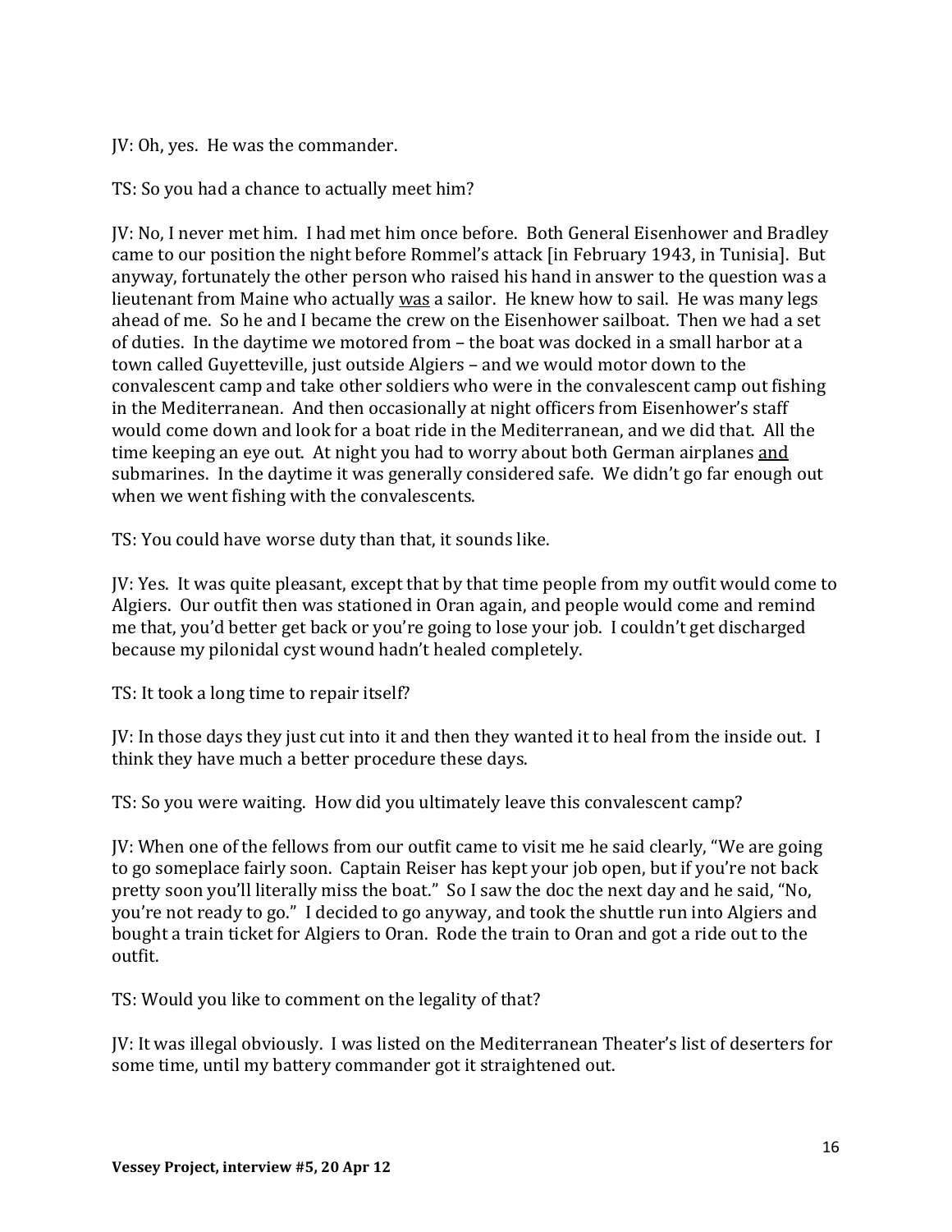JV: Oh, yes. He was the commander.

TS: So you had a chance to actually meet him?

JV: No, I never met him. I had met him once before. Both General Eisenhower and Bradley came to our position the night before Rommel's attack [in February 1943, in Tunisia]. But anyway, fortunately the other person who raised his hand in answer to the question was a lieutenant from Maine who actually <u>was</u> a sailor. He knew how to sail. He was many legs ahead of me. So he and I became the crew on the Eisenhower sailboat. Then we had a set of duties. In the daytime we motored from – the boat was docked in a small harbor at a town called Guyetteville, just outside Algiers – and we would motor down to the convalescent camp and take other soldiers who were in the convalescent camp out fishing in the Mediterranean. And then occasionally at night officers from Eisenhower's staff would come down and look for a boat ride in the Mediterranean, and we did that. All the time keeping an eye out. At night you had to worry about both German airplanes <u>and</u> submarines. In the daytime it was generally considered safe. We didn't go far enough out when we went fishing with the convalescents.

TS: You could have worse duty than that, it sounds like.

JV: Yes. It was quite pleasant, except that by that time people from my outfit would come to Algiers. Our outfit then was stationed in Oran again, and people would come and remind me that, you'd better get back or you're going to lose your job. I couldn't get discharged because my pilonidal cyst wound hadn't healed completely.

TS: It took a long time to repair itself?

JV: In those days they just cut into it and then they wanted it to heal from the inside out. I think they have much a better procedure these days.

TS: So you were waiting. How did you ultimately leave this convalescent camp?

JV: When one of the fellows from our outfit came to visit me he said clearly, "We are going to go someplace fairly soon. Captain Reiser has kept your job open, but if you're not back pretty soon you'll literally miss the boat." So I saw the doc the next day and he said, "No, you're not ready to go." I decided to go anyway, and took the shuttle run into Algiers and bought a train ticket for Algiers to Oran. Rode the train to Oran and got a ride out to the outfit.

TS: Would you like to comment on the legality of that?

JV: It was illegal obviously. I was listed on the Mediterranean Theater's list of deserters for some time, until my battery commander got it straightened out.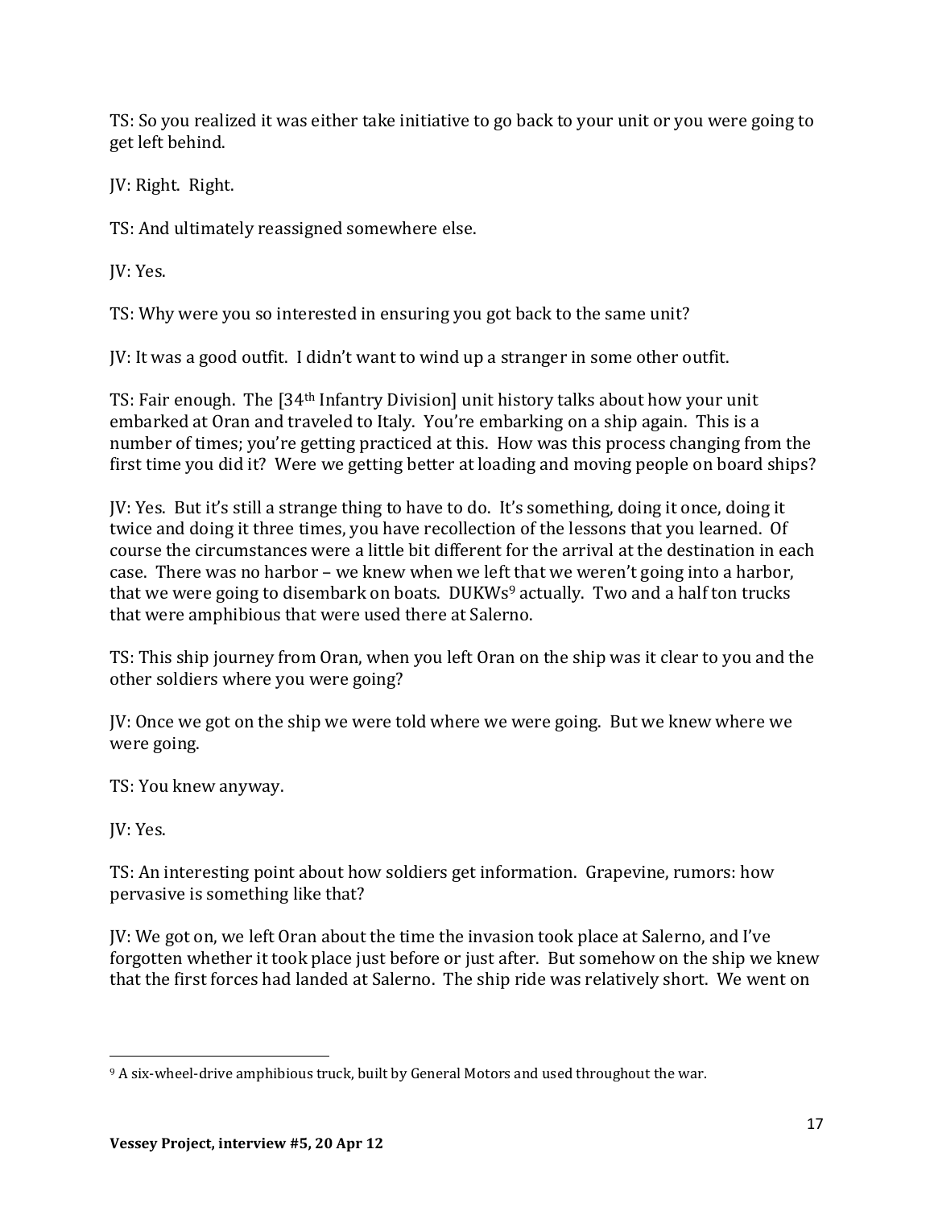TS: So you realized it was either take initiative to go back to your unit or you were going to get left behind.

JV: Right. Right.

TS: And ultimately reassigned somewhere else.

JV: Yes.

TS: Why were you so interested in ensuring you got back to the same unit?

JV: It was a good outfit. I didn't want to wind up a stranger in some other outfit.

TS: Fair enough. The [34th Infantry Division] unit history talks about how your unit embarked at Oran and traveled to Italy. You're embarking on a ship again. This is a number of times; you're getting practiced at this. How was this process changing from the first time you did it? Were we getting better at loading and moving people on board ships?

JV: Yes. But it's still a strange thing to have to do. It's something, doing it once, doing it twice and doing it three times, you have recollection of the lessons that you learned. Of course the circumstances were a little bit different for the arrival at the destination in each case. There was no harbor – we knew when we left that we weren't going into a harbor, that we were going to disembark on boats. DUKWs[9] actually. Two and a half ton trucks that were amphibious that were used there at Salerno.

TS: This ship journey from Oran, when you left Oran on the ship was it clear to you and the other soldiers where you were going?

JV: Once we got on the ship we were told where we were going. But we knew where we were going.

TS: You knew anyway.

JV: Yes.

TS: An interesting point about how soldiers get information. Grapevine, rumors: how pervasive is something like that?

JV: We got on, we left Oran about the time the invasion took place at Salerno, and I've forgotten whether it took place just before or just after. But somehow on the ship we knew that the first forces had landed at Salerno. The ship ride was relatively short. We went on

---

[9] A six-wheel-drive amphibious truck, built by General Motors and used throughout the war.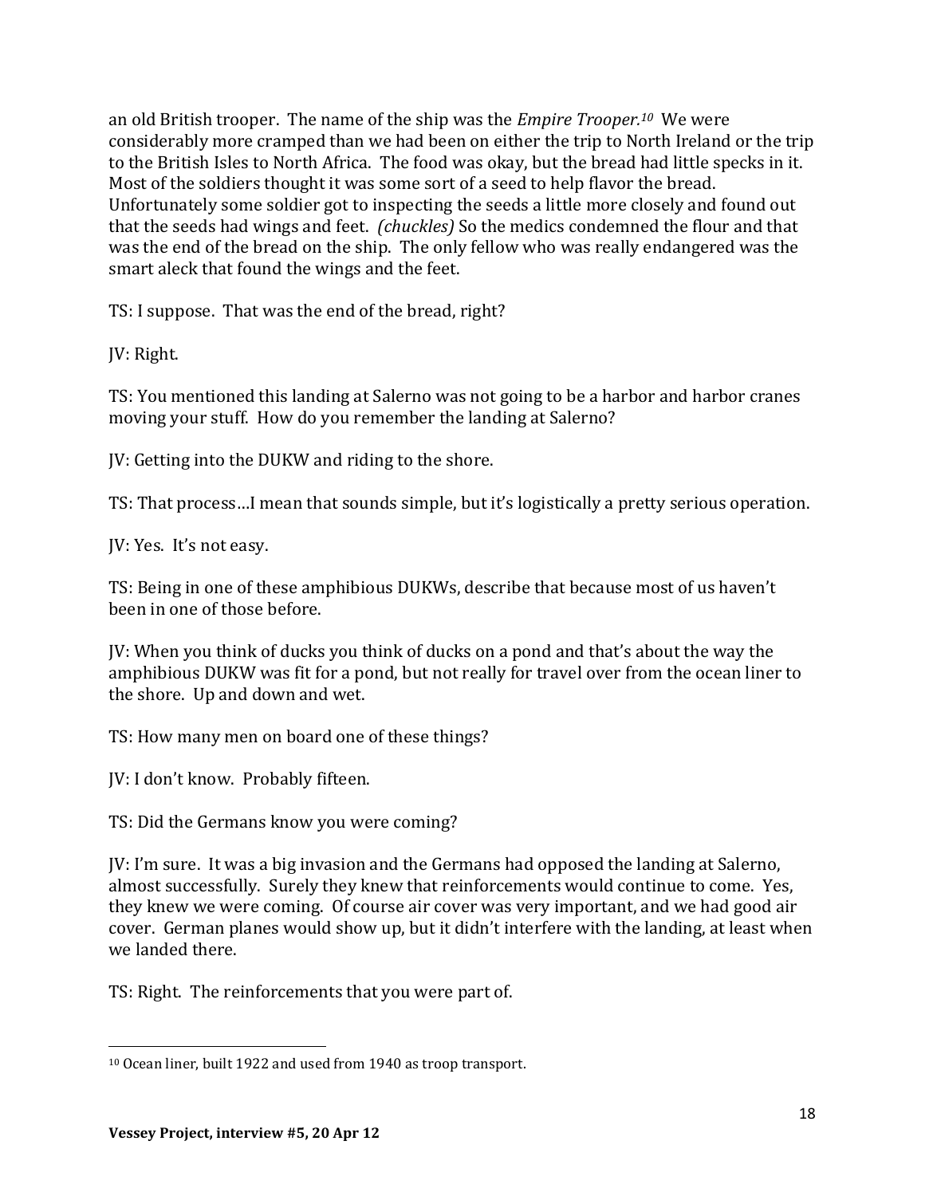an old British trooper. The name of the ship was the *Empire Trooper.*[10] We were considerably more cramped than we had been on either the trip to North Ireland or the trip to the British Isles to North Africa. The food was okay, but the bread had little specks in it. Most of the soldiers thought it was some sort of a seed to help flavor the bread. Unfortunately some soldier got to inspecting the seeds a little more closely and found out that the seeds had wings and feet. *(chuckles)* So the medics condemned the flour and that was the end of the bread on the ship. The only fellow who was really endangered was the smart aleck that found the wings and the feet.

TS: I suppose. That was the end of the bread, right?

JV: Right.

TS: You mentioned this landing at Salerno was not going to be a harbor and harbor cranes moving your stuff. How do you remember the landing at Salerno?

JV: Getting into the DUKW and riding to the shore.

TS: That process…I mean that sounds simple, but it's logistically a pretty serious operation.

JV: Yes. It's not easy.

TS: Being in one of these amphibious DUKWs, describe that because most of us haven't been in one of those before.

JV: When you think of ducks you think of ducks on a pond and that's about the way the amphibious DUKW was fit for a pond, but not really for travel over from the ocean liner to the shore. Up and down and wet.

TS: How many men on board one of these things?

JV: I don't know. Probably fifteen.

TS: Did the Germans know you were coming?

JV: I'm sure. It was a big invasion and the Germans had opposed the landing at Salerno, almost successfully. Surely they knew that reinforcements would continue to come. Yes, they knew we were coming. Of course air cover was very important, and we had good air cover. German planes would show up, but it didn't interfere with the landing, at least when we landed there.

TS: Right. The reinforcements that you were part of.

---

[10] Ocean liner, built 1922 and used from 1940 as troop transport.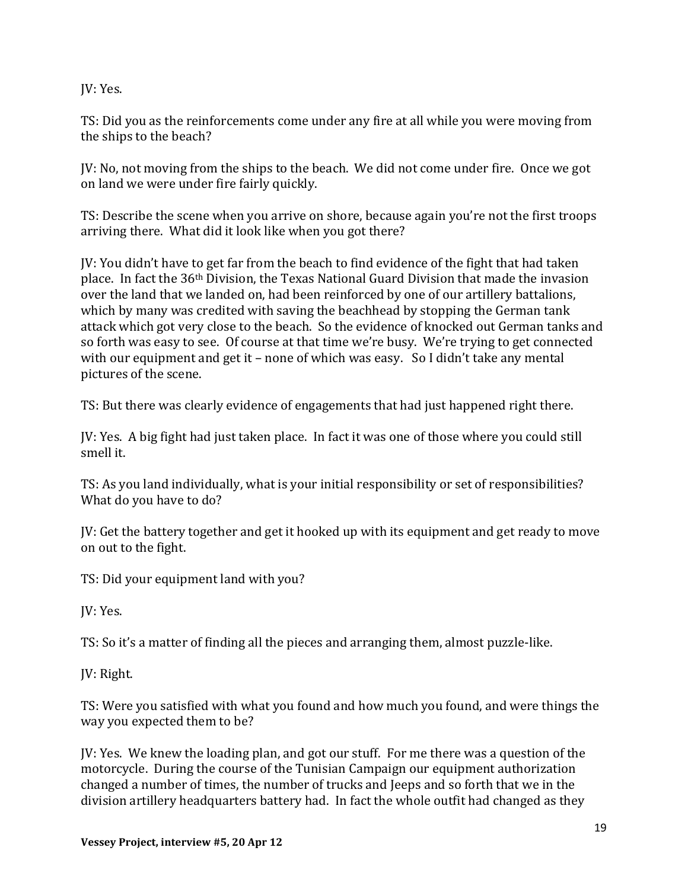JV: Yes.

TS: Did you as the reinforcements come under any fire at all while you were moving from the ships to the beach?

JV: No, not moving from the ships to the beach. We did not come under fire. Once we got on land we were under fire fairly quickly.

TS: Describe the scene when you arrive on shore, because again you're not the first troops arriving there. What did it look like when you got there?

JV: You didn't have to get far from the beach to find evidence of the fight that had taken place. In fact the 36th Division, the Texas National Guard Division that made the invasion over the land that we landed on, had been reinforced by one of our artillery battalions, which by many was credited with saving the beachhead by stopping the German tank attack which got very close to the beach. So the evidence of knocked out German tanks and so forth was easy to see. Of course at that time we're busy. We're trying to get connected with our equipment and get it – none of which was easy. So I didn't take any mental pictures of the scene.

TS: But there was clearly evidence of engagements that had just happened right there.

JV: Yes. A big fight had just taken place. In fact it was one of those where you could still smell it.

TS: As you land individually, what is your initial responsibility or set of responsibilities? What do you have to do?

JV: Get the battery together and get it hooked up with its equipment and get ready to move on out to the fight.

TS: Did your equipment land with you?

JV: Yes.

TS: So it's a matter of finding all the pieces and arranging them, almost puzzle-like.

JV: Right.

TS: Were you satisfied with what you found and how much you found, and were things the way you expected them to be?

JV: Yes. We knew the loading plan, and got our stuff. For me there was a question of the motorcycle. During the course of the Tunisian Campaign our equipment authorization changed a number of times, the number of trucks and Jeeps and so forth that we in the division artillery headquarters battery had. In fact the whole outfit had changed as they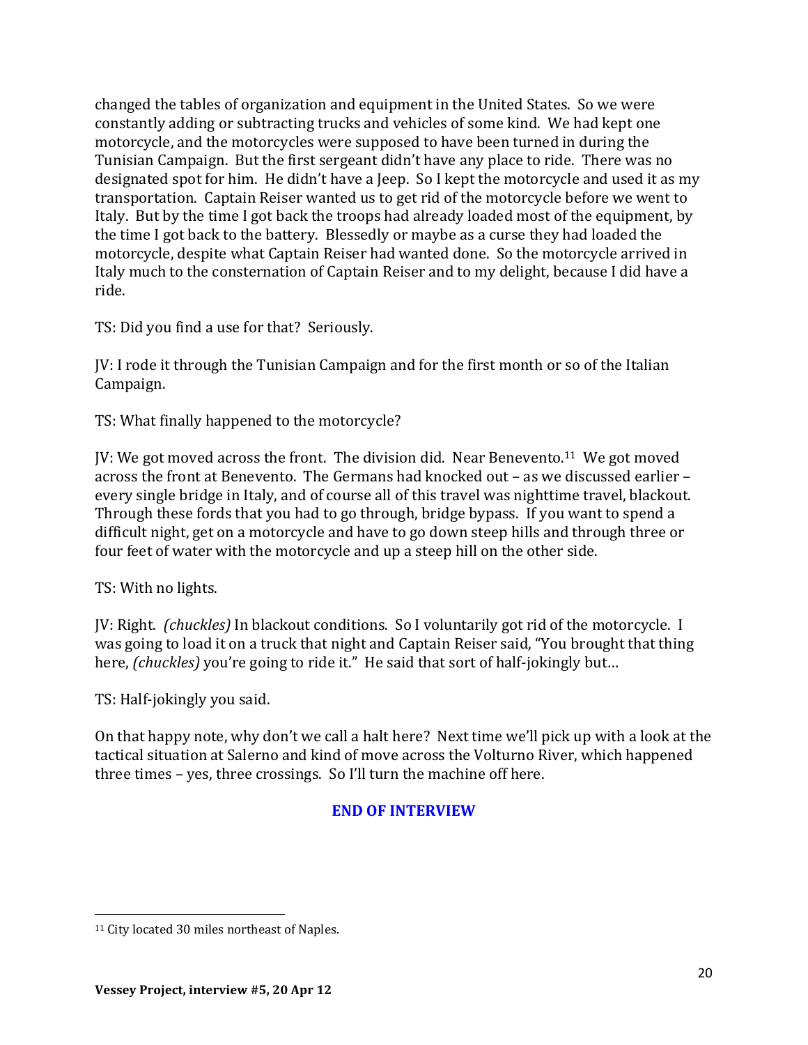changed the tables of organization and equipment in the United States. So we were constantly adding or subtracting trucks and vehicles of some kind. We had kept one motorcycle, and the motorcycles were supposed to have been turned in during the Tunisian Campaign. But the first sergeant didn't have any place to ride. There was no designated spot for him. He didn't have a Jeep. So I kept the motorcycle and used it as my transportation. Captain Reiser wanted us to get rid of the motorcycle before we went to Italy. But by the time I got back the troops had already loaded most of the equipment, by the time I got back to the battery. Blessedly or maybe as a curse they had loaded the motorcycle, despite what Captain Reiser had wanted done. So the motorcycle arrived in Italy much to the consternation of Captain Reiser and to my delight, because I did have a ride.

TS: Did you find a use for that? Seriously.

JV: I rode it through the Tunisian Campaign and for the first month or so of the Italian Campaign.

TS: What finally happened to the motorcycle?

JV: We got moved across the front. The division did. Near Benevento.[11] We got moved across the front at Benevento. The Germans had knocked out – as we discussed earlier – every single bridge in Italy, and of course all of this travel was nighttime travel, blackout. Through these fords that you had to go through, bridge bypass. If you want to spend a difficult night, get on a motorcycle and have to go down steep hills and through three or four feet of water with the motorcycle and up a steep hill on the other side.

TS: With no lights.

JV: Right. *(chuckles)* In blackout conditions. So I voluntarily got rid of the motorcycle. I was going to load it on a truck that night and Captain Reiser said, "You brought that thing here, *(chuckles)* you're going to ride it." He said that sort of half-jokingly but…

TS: Half-jokingly you said.

On that happy note, why don't we call a halt here? Next time we'll pick up with a look at the tactical situation at Salerno and kind of move across the Volturno River, which happened three times – yes, three crossings. So I'll turn the machine off here.

**END OF INTERVIEW**

---

[11] City located 30 miles northeast of Naples.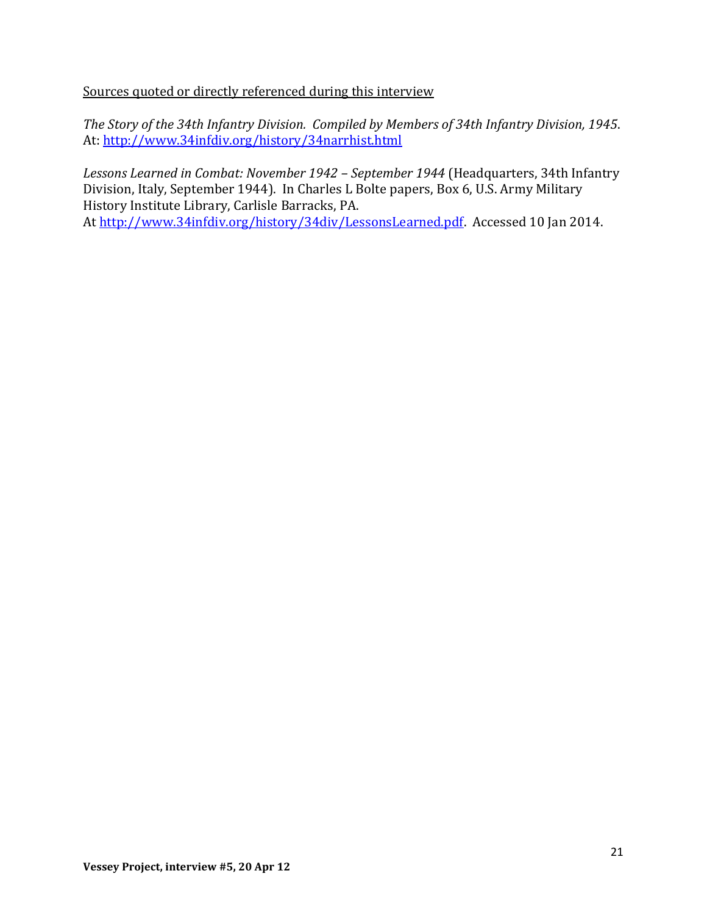<u>Sources quoted or directly referenced during this interview</u>

*The Story of the 34th Infantry Division. Compiled by Members of 34th Infantry Division, 1945*.
At: [http://www.34infdiv.org/history/34narrhist.html](http://www.34infdiv.org/history/34narrhist.html)

*Lessons Learned in Combat: November 1942 – September 1944* (Headquarters, 34th Infantry Division, Italy, September 1944). In Charles L Bolte papers, Box 6, U.S. Army Military History Institute Library, Carlisle Barracks, PA.
At [http://www.34infdiv.org/history/34div/LessonsLearned.pdf](http://www.34infdiv.org/history/34div/LessonsLearned.pdf). Accessed 10 Jan 2014.